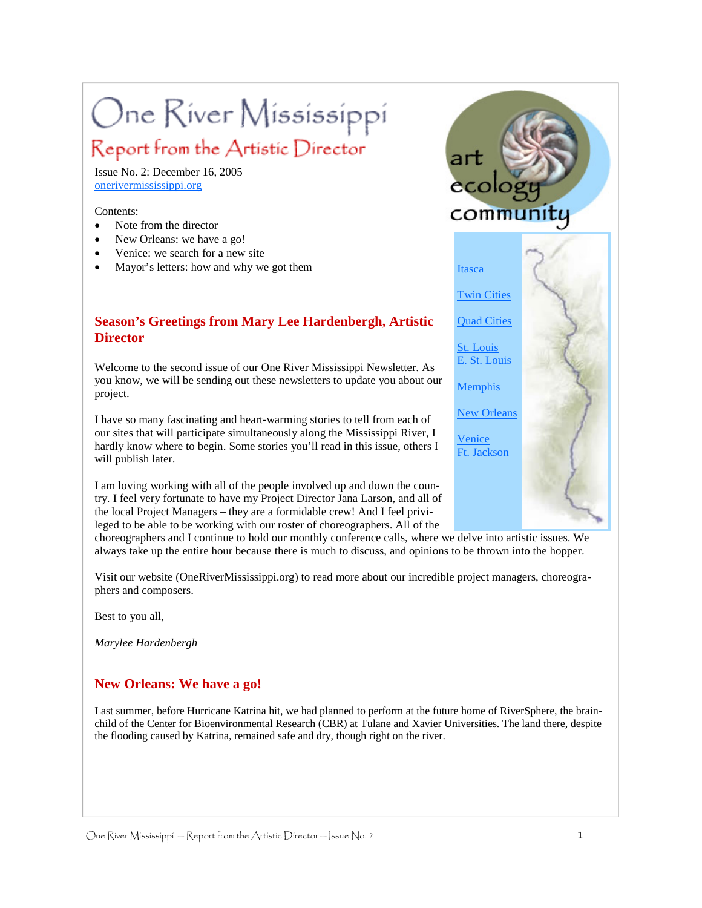# One River Mississippi

## Report from the Artistic Director

Issue No. 2: December 16, 2005
onerivermississippi.org

art ecology community

Itasca
Twin Cities
Quad Cities
St. Louis
E. St. Louis
Memphis
New Orleans
Venice
Ft. Jackson

Contents:

- Note from the director
- New Orleans: we have a go!
- Venice: we search for a new site
- Mayor's letters: how and why we got them

## Season's Greetings from Mary Lee Hardenbergh, Artistic Director

Welcome to the second issue of our One River Mississippi Newsletter. As you know, we will be sending out these newsletters to update you about our project.

I have so many fascinating and heart-warming stories to tell from each of our sites that will participate simultaneously along the Mississippi River, I hardly know where to begin. Some stories you'll read in this issue, others I will publish later.

I am loving working with all of the people involved up and down the country. I feel very fortunate to have my Project Director Jana Larson, and all of the local Project Managers – they are a formidable crew! And I feel privileged to be able to be working with our roster of choreographers. All of the choreographers and I continue to hold our monthly conference calls, where we delve into artistic issues. We always take up the entire hour because there is much to discuss, and opinions to be thrown into the hopper.

Visit our website (OneRiverMississippi.org) to read more about our incredible project managers, choreographers and composers.

Best to you all,

*Marylee Hardenbergh*

## New Orleans: We have a go!

Last summer, before Hurricane Katrina hit, we had planned to perform at the future home of RiverSphere, the brainchild of the Center for Bioenvironmental Research (CBR) at Tulane and Xavier Universities. The land there, despite the flooding caused by Katrina, remained safe and dry, though right on the river.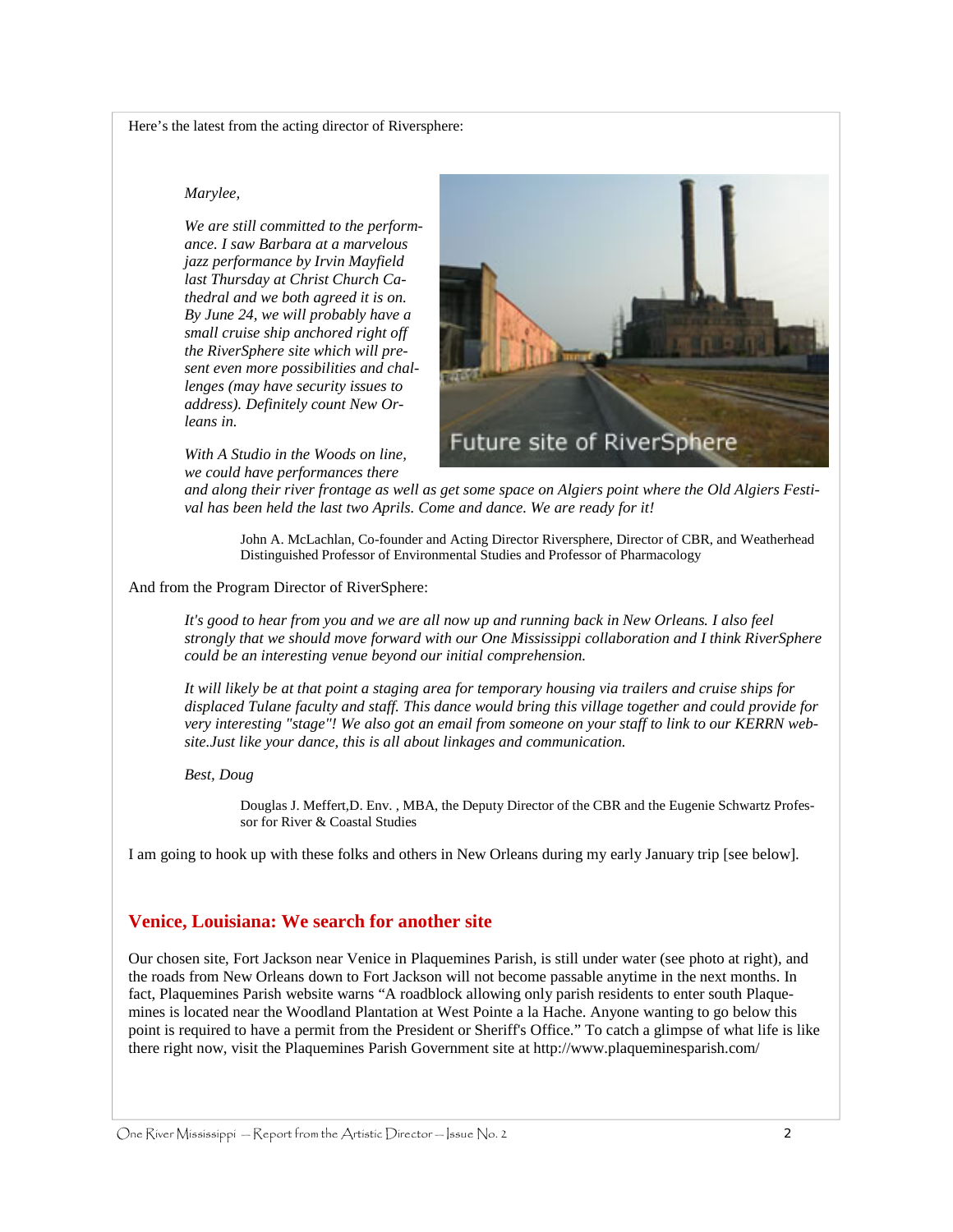Here's the latest from the acting director of Riversphere:

> *Marylee,*
>
> *We are still committed to the performance. I saw Barbara at a marvelous jazz performance by Irvin Mayfield last Thursday at Christ Church Cathedral and we both agreed it is on. By June 24, we will probably have a small cruise ship anchored right off the RiverSphere site which will present even more possibilities and challenges (may have security issues to address). Definitely count New Orleans in.*
>
> *With A Studio in the Woods on line, we could have performances there and along their river frontage as well as get some space on Algiers point where the Old Algiers Festival has been held the last two Aprils. Come and dance. We are ready for it!*
>
> John A. McLachlan, Co-founder and Acting Director Riversphere, Director of CBR, and Weatherhead Distinguished Professor of Environmental Studies and Professor of Pharmacology

Future site of RiverSphere

And from the Program Director of RiverSphere:

> *It's good to hear from you and we are all now up and running back in New Orleans. I also feel strongly that we should move forward with our One Mississippi collaboration and I think RiverSphere could be an interesting venue beyond our initial comprehension.*
>
> *It will likely be at that point a staging area for temporary housing via trailers and cruise ships for displaced Tulane faculty and staff. This dance would bring this village together and could provide for very interesting "stage"! We also got an email from someone on your staff to link to our KERRN website.Just like your dance, this is all about linkages and communication.*
>
> *Best, Doug*
>
> Douglas J. Meffert,D. Env. , MBA, the Deputy Director of the CBR and the Eugenie Schwartz Professor for River & Coastal Studies

I am going to hook up with these folks and others in New Orleans during my early January trip [see below].

## Venice, Louisiana: We search for another site

Our chosen site, Fort Jackson near Venice in Plaquemines Parish, is still under water (see photo at right), and the roads from New Orleans down to Fort Jackson will not become passable anytime in the next months. In fact, Plaquemines Parish website warns "A roadblock allowing only parish residents to enter south Plaquemines is located near the Woodland Plantation at West Pointe a la Hache. Anyone wanting to go below this point is required to have a permit from the President or Sheriff's Office." To catch a glimpse of what life is like there right now, visit the Plaquemines Parish Government site at http://www.plaqueminesparish.com/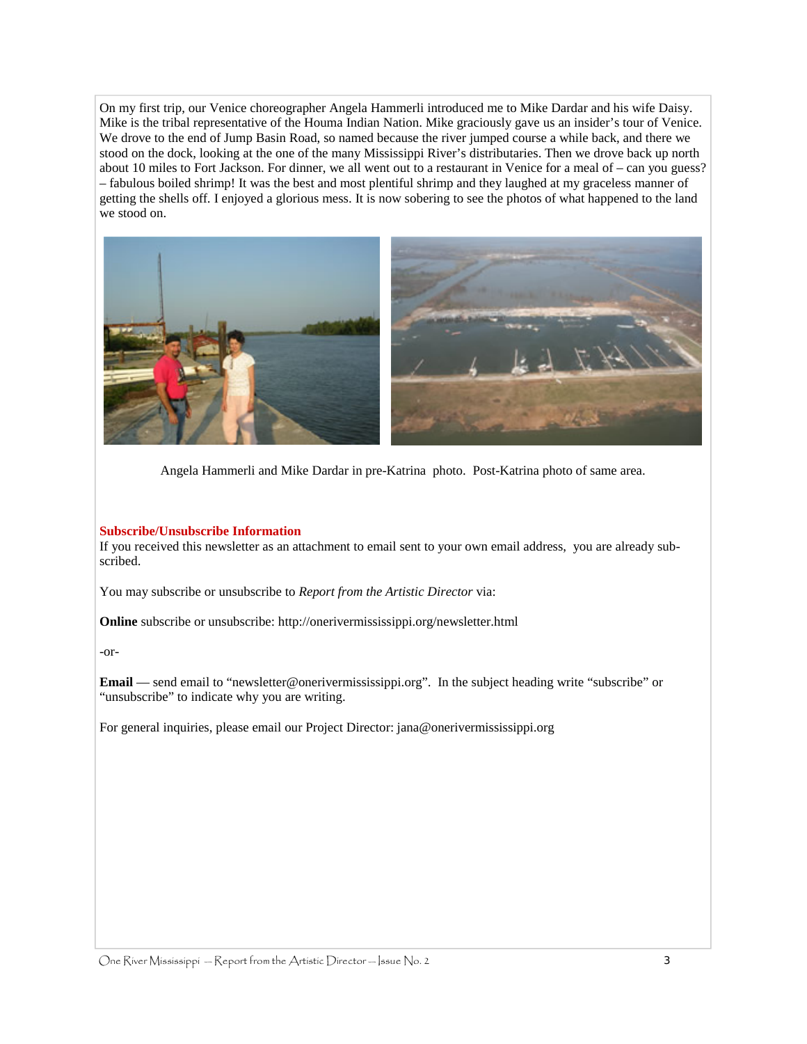On my first trip, our Venice choreographer Angela Hammerli introduced me to Mike Dardar and his wife Daisy. Mike is the tribal representative of the Houma Indian Nation. Mike graciously gave us an insider's tour of Venice. We drove to the end of Jump Basin Road, so named because the river jumped course a while back, and there we stood on the dock, looking at the one of the many Mississippi River's distributaries. Then we drove back up north about 10 miles to Fort Jackson. For dinner, we all went out to a restaurant in Venice for a meal of – can you guess? – fabulous boiled shrimp! It was the best and most plentiful shrimp and they laughed at my graceless manner of getting the shells off. I enjoyed a glorious mess. It is now sobering to see the photos of what happened to the land we stood on.

Angela Hammerli and Mike Dardar in pre-Katrina photo. Post-Katrina photo of same area.

### Subscribe/Unsubscribe Information

If you received this newsletter as an attachment to email sent to your own email address, you are already subscribed.

You may subscribe or unsubscribe to *Report from the Artistic Director* via:

**Online** subscribe or unsubscribe: http://onerivermississippi.org/newsletter.html

-or-

**Email** — send email to "newsletter@onerivermississippi.org". In the subject heading write "subscribe" or "unsubscribe" to indicate why you are writing.

For general inquiries, please email our Project Director: jana@onerivermississippi.org